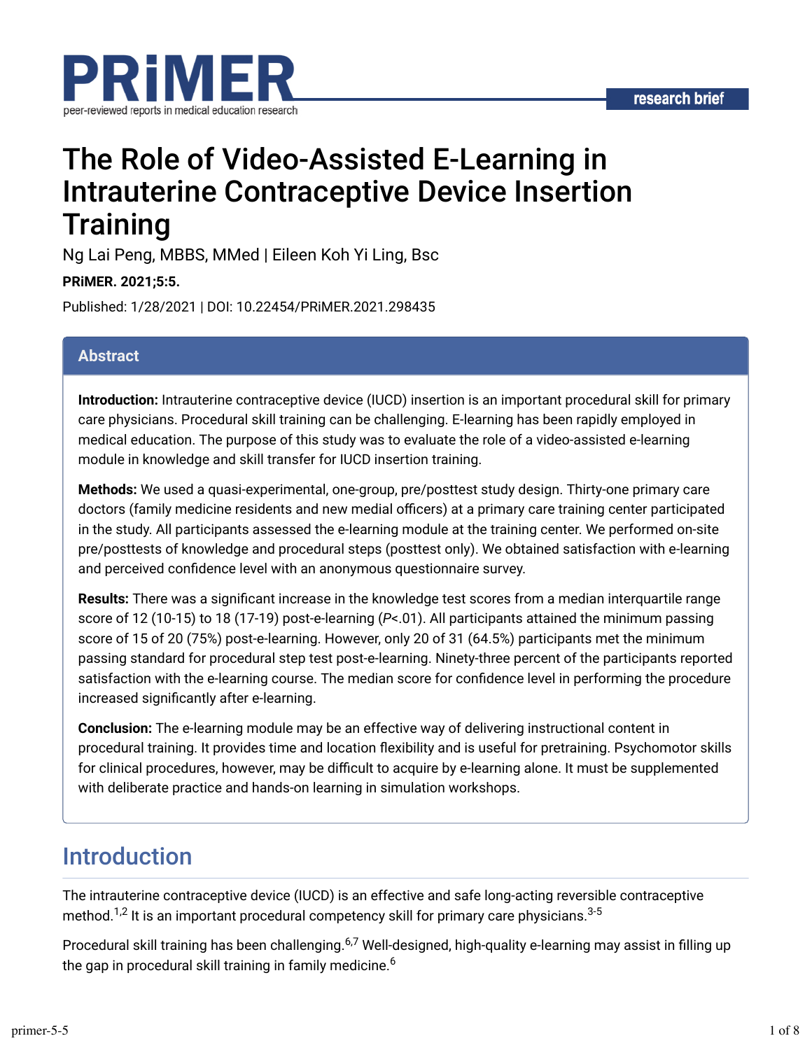PRiMER

peer-reviewed reports in medical education research

research brief

# The Role of Video-Assisted E-Learning in Intrauterine Contraceptive Device Insertion Training

Ng Lai Peng, MBBS, MMed | Eileen Koh Yi Ling, Bsc

**PRiMER. 2021;5:5.**

Published: 1/28/2021 | DOI: 10.22454/PRiMER.2021.298435

## Abstract

**Introduction:** Intrauterine contraceptive device (IUCD) insertion is an important procedural skill for primary care physicians. Procedural skill training can be challenging. E-learning has been rapidly employed in medical education. The purpose of this study was to evaluate the role of a video-assisted e-learning module in knowledge and skill transfer for IUCD insertion training.

**Methods:** We used a quasi-experimental, one-group, pre/posttest study design. Thirty-one primary care doctors (family medicine residents and new medial officers) at a primary care training center participated in the study. All participants assessed the e-learning module at the training center. We performed on-site pre/posttests of knowledge and procedural steps (posttest only). We obtained satisfaction with e-learning and perceived confidence level with an anonymous questionnaire survey.

**Results:** There was a significant increase in the knowledge test scores from a median interquartile range score of 12 (10-15) to 18 (17-19) post-e-learning (*P*<.01). All participants attained the minimum passing score of 15 of 20 (75%) post-e-learning. However, only 20 of 31 (64.5%) participants met the minimum passing standard for procedural step test post-e-learning. Ninety-three percent of the participants reported satisfaction with the e-learning course. The median score for confidence level in performing the procedure increased significantly after e-learning.

**Conclusion:** The e-learning module may be an effective way of delivering instructional content in procedural training. It provides time and location flexibility and is useful for pretraining. Psychomotor skills for clinical procedures, however, may be difficult to acquire by e-learning alone. It must be supplemented with deliberate practice and hands-on learning in simulation workshops.

## Introduction

The intrauterine contraceptive device (IUCD) is an effective and safe long-acting reversible contraceptive method.[1,2] It is an important procedural competency skill for primary care physicians.[3-5]

Procedural skill training has been challenging.[6,7] Well-designed, high-quality e-learning may assist in filling up the gap in procedural skill training in family medicine.[6]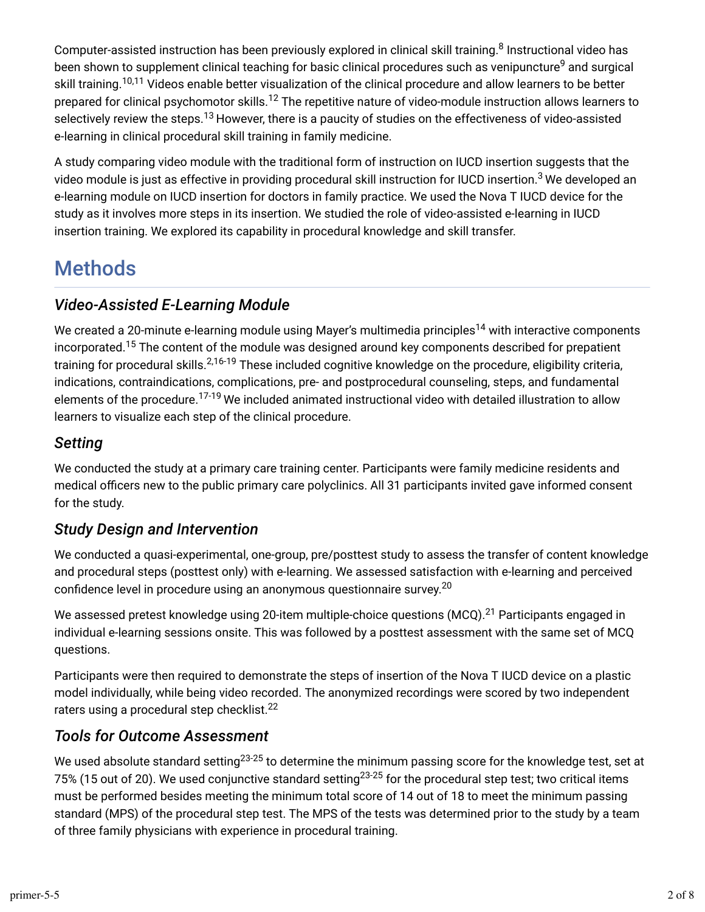Computer-assisted instruction has been previously explored in clinical skill training.[8] Instructional video has been shown to supplement clinical teaching for basic clinical procedures such as venipuncture[9] and surgical skill training.[10,11] Videos enable better visualization of the clinical procedure and allow learners to be better prepared for clinical psychomotor skills.[12] The repetitive nature of video-module instruction allows learners to selectively review the steps.[13] However, there is a paucity of studies on the effectiveness of video-assisted e-learning in clinical procedural skill training in family medicine.

A study comparing video module with the traditional form of instruction on IUCD insertion suggests that the video module is just as effective in providing procedural skill instruction for IUCD insertion.[3] We developed an e-learning module on IUCD insertion for doctors in family practice. We used the Nova T IUCD device for the study as it involves more steps in its insertion. We studied the role of video-assisted e-learning in IUCD insertion training. We explored its capability in procedural knowledge and skill transfer.

# Methods

## *Video-Assisted E-Learning Module*

We created a 20-minute e-learning module using Mayer's multimedia principles[14] with interactive components incorporated.[15] The content of the module was designed around key components described for prepatient training for procedural skills.[2,16-19] These included cognitive knowledge on the procedure, eligibility criteria, indications, contraindications, complications, pre- and postprocedural counseling, steps, and fundamental elements of the procedure.[17-19] We included animated instructional video with detailed illustration to allow learners to visualize each step of the clinical procedure.

## *Setting*

We conducted the study at a primary care training center. Participants were family medicine residents and medical officers new to the public primary care polyclinics. All 31 participants invited gave informed consent for the study.

## *Study Design and Intervention*

We conducted a quasi-experimental, one-group, pre/posttest study to assess the transfer of content knowledge and procedural steps (posttest only) with e-learning. We assessed satisfaction with e-learning and perceived confidence level in procedure using an anonymous questionnaire survey.[20]

We assessed pretest knowledge using 20-item multiple-choice questions (MCQ).[21] Participants engaged in individual e-learning sessions onsite. This was followed by a posttest assessment with the same set of MCQ questions.

Participants were then required to demonstrate the steps of insertion of the Nova T IUCD device on a plastic model individually, while being video recorded. The anonymized recordings were scored by two independent raters using a procedural step checklist.[22]

## *Tools for Outcome Assessment*

We used absolute standard setting[23-25] to determine the minimum passing score for the knowledge test, set at 75% (15 out of 20). We used conjunctive standard setting[23-25] for the procedural step test; two critical items must be performed besides meeting the minimum total score of 14 out of 18 to meet the minimum passing standard (MPS) of the procedural step test. The MPS of the tests was determined prior to the study by a team of three family physicians with experience in procedural training.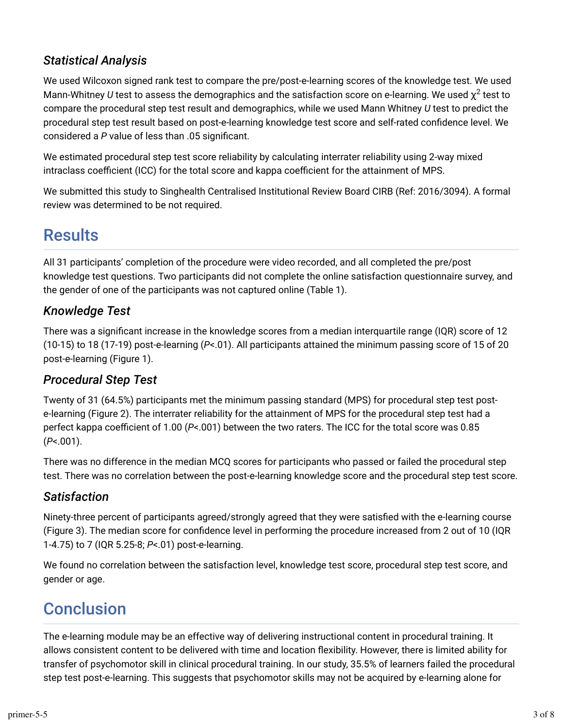### *Statistical Analysis*

We used Wilcoxon signed rank test to compare the pre/post-e-learning scores of the knowledge test. We used Mann-Whitney *U* test to assess the demographics and the satisfaction score on e-learning. We used $\chi^2$ test to compare the procedural step test result and demographics, while we used Mann Whitney *U* test to predict the procedural step test result based on post-e-learning knowledge test score and self-rated confidence level. We considered a *P* value of less than .05 significant.

We estimated procedural step test score reliability by calculating interrater reliability using 2-way mixed intraclass coefficient (ICC) for the total score and kappa coefficient for the attainment of MPS.

We submitted this study to Singhealth Centralised Institutional Review Board CIRB (Ref: 2016/3094). A formal review was determined to be not required.

## Results

All 31 participants' completion of the procedure were video recorded, and all completed the pre/post knowledge test questions. Two participants did not complete the online satisfaction questionnaire survey, and the gender of one of the participants was not captured online (Table 1).

### *Knowledge Test*

There was a significant increase in the knowledge scores from a median interquartile range (IQR) score of 12 (10-15) to 18 (17-19) post-e-learning ($P$<.01). All participants attained the minimum passing score of 15 of 20 post-e-learning (Figure 1).

### *Procedural Step Test*

Twenty of 31 (64.5%) participants met the minimum passing standard (MPS) for procedural step test post-e-learning (Figure 2). The interrater reliability for the attainment of MPS for the procedural step test had a perfect kappa coefficient of 1.00 ($P$<.001) between the two raters. The ICC for the total score was 0.85 ($P$<.001).

There was no difference in the median MCQ scores for participants who passed or failed the procedural step test. There was no correlation between the post-e-learning knowledge score and the procedural step test score.

### *Satisfaction*

Ninety-three percent of participants agreed/strongly agreed that they were satisfied with the e-learning course (Figure 3). The median score for confidence level in performing the procedure increased from 2 out of 10 (IQR 1-4.75) to 7 (IQR 5.25-8; $P$<.01) post-e-learning.

We found no correlation between the satisfaction level, knowledge test score, procedural step test score, and gender or age.

## Conclusion

The e-learning module may be an effective way of delivering instructional content in procedural training. It allows consistent content to be delivered with time and location flexibility. However, there is limited ability for transfer of psychomotor skill in clinical procedural training. In our study, 35.5% of learners failed the procedural step test post-e-learning. This suggests that psychomotor skills may not be acquired by e-learning alone for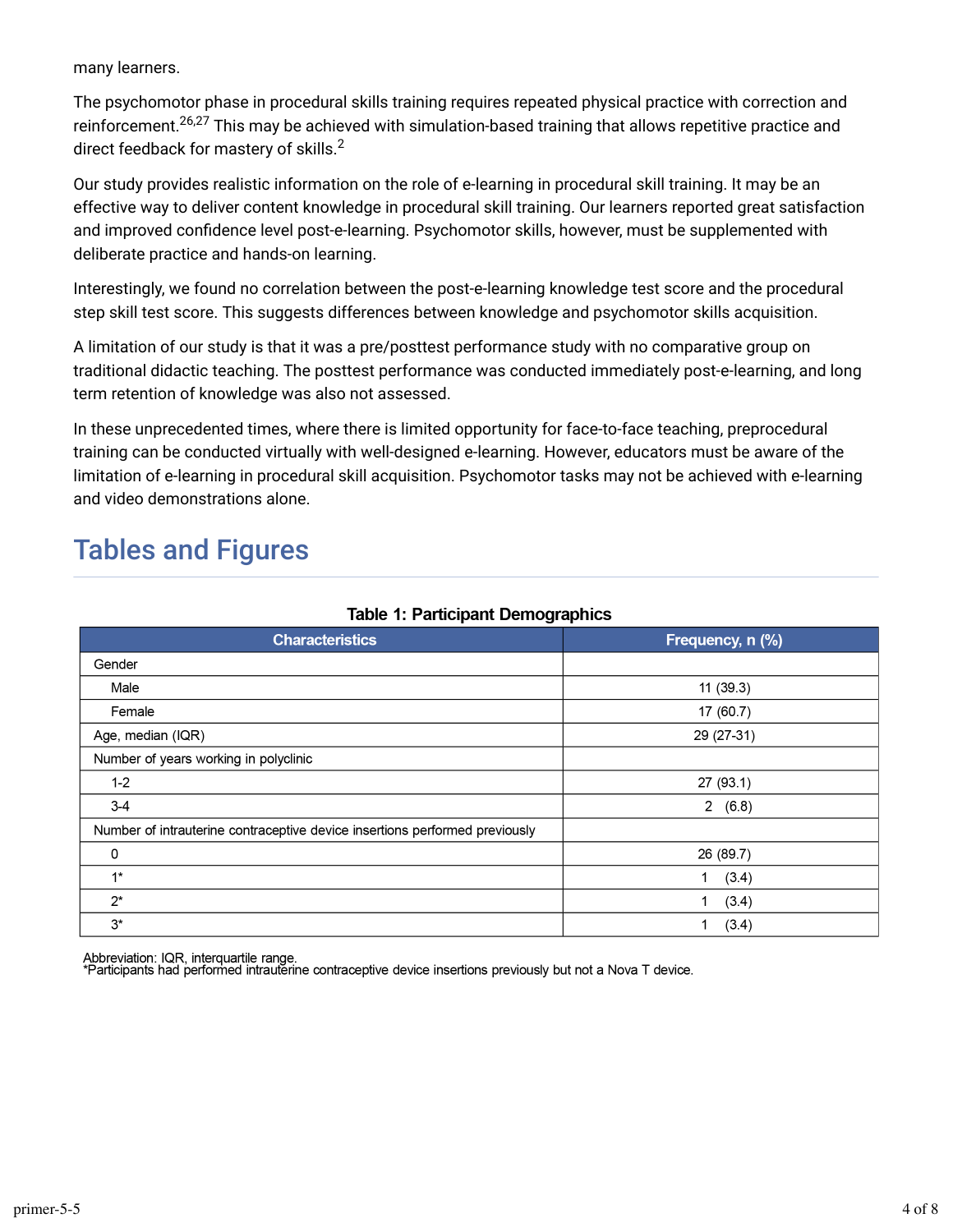many learners.

The psychomotor phase in procedural skills training requires repeated physical practice with correction and reinforcement.[26,27] This may be achieved with simulation-based training that allows repetitive practice and direct feedback for mastery of skills.[2]

Our study provides realistic information on the role of e-learning in procedural skill training. It may be an effective way to deliver content knowledge in procedural skill training. Our learners reported great satisfaction and improved confidence level post-e-learning. Psychomotor skills, however, must be supplemented with deliberate practice and hands-on learning.

Interestingly, we found no correlation between the post-e-learning knowledge test score and the procedural step skill test score. This suggests differences between knowledge and psychomotor skills acquisition.

A limitation of our study is that it was a pre/posttest performance study with no comparative group on traditional didactic teaching. The posttest performance was conducted immediately post-e-learning, and long term retention of knowledge was also not assessed.

In these unprecedented times, where there is limited opportunity for face-to-face teaching, preprocedural training can be conducted virtually with well-designed e-learning. However, educators must be aware of the limitation of e-learning in procedural skill acquisition. Psychomotor tasks may not be achieved with e-learning and video demonstrations alone.

## Tables and Figures

**Table 1: Participant Demographics**

| Characteristics | Frequency, n (%) |
|---|---|
| Gender | |
| Male | 11 (39.3) |
| Female | 17 (60.7) |
| Age, median (IQR) | 29 (27-31) |
| Number of years working in polyclinic | |
| 1-2 | 27 (93.1) |
| 3-4 | 2 (6.8) |
| Number of intrauterine contraceptive device insertions performed previously | |
| 0 | 26 (89.7) |
| 1* | 1 (3.4) |
| 2* | 1 (3.4) |
| 3* | 1 (3.4) |

Abbreviation: IQR, interquartile range.
*Participants had performed intrauterine contraceptive device insertions previously but not a Nova T device.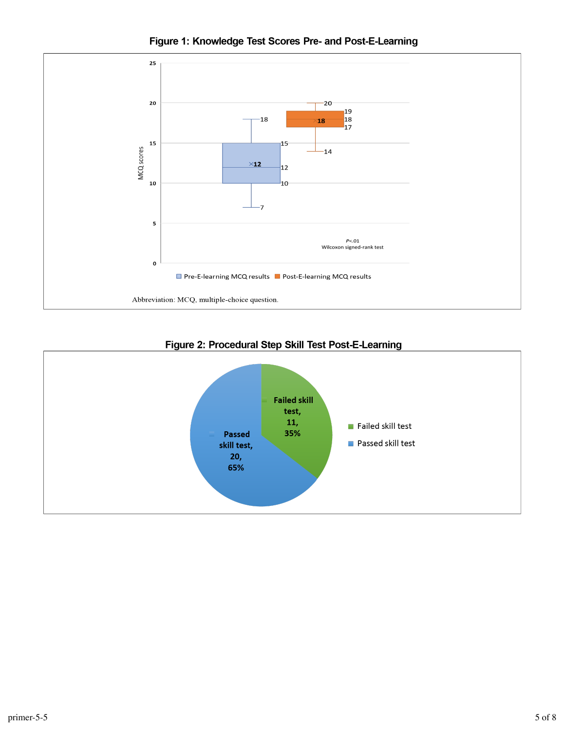**Figure 1: Knowledge Test Scores Pre- and Post-E-Learning**

Abbreviation: MCQ, multiple-choice question.

**Figure 2: Procedural Step Skill Test Post-E-Learning**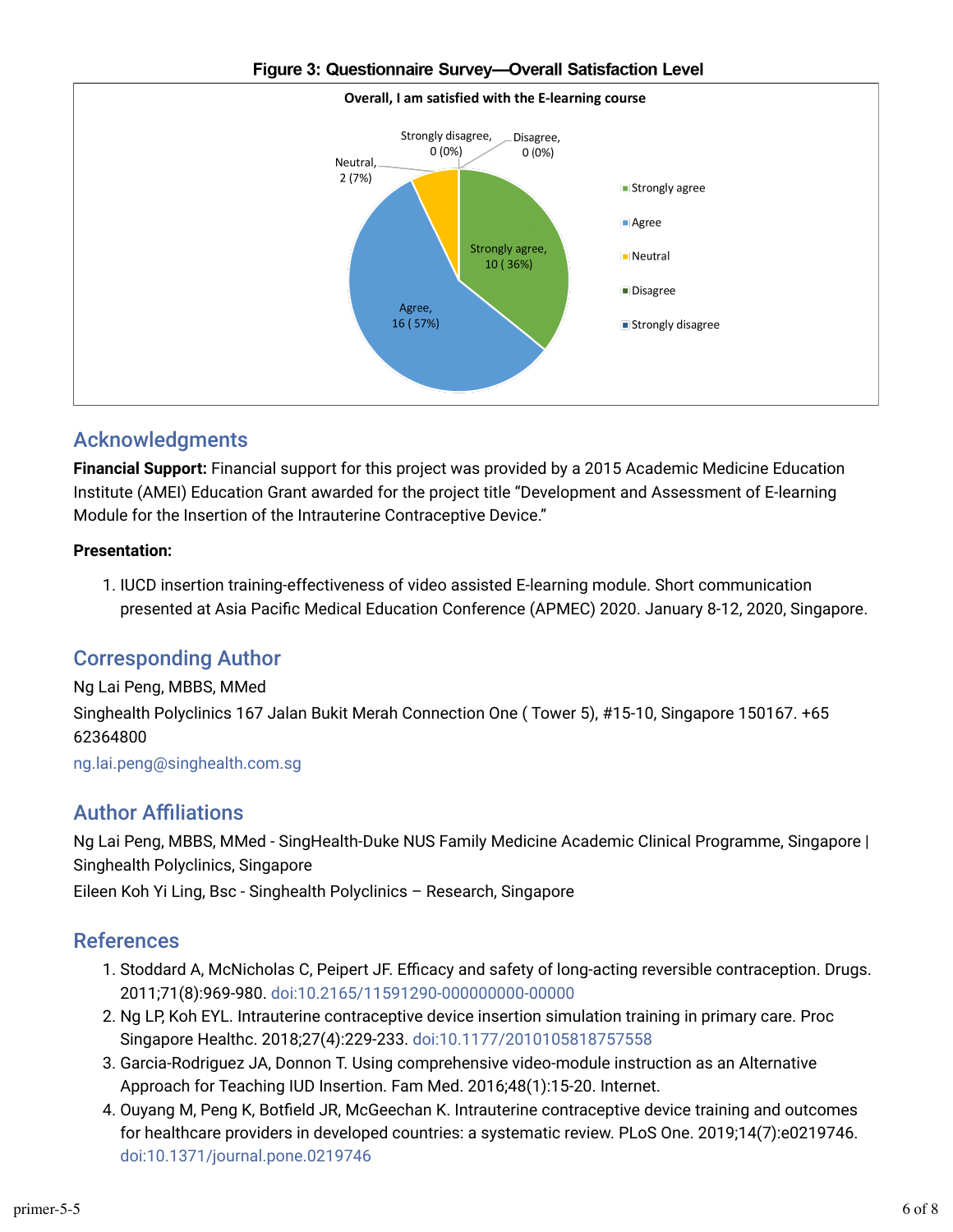**Figure 3: Questionnaire Survey—Overall Satisfaction Level**

## Acknowledgments

**Financial Support:** Financial support for this project was provided by a 2015 Academic Medicine Education Institute (AMEI) Education Grant awarded for the project title "Development and Assessment of E-learning Module for the Insertion of the Intrauterine Contraceptive Device."

**Presentation:**

1. IUCD insertion training-effectiveness of video assisted E-learning module. Short communication presented at Asia Pacific Medical Education Conference (APMEC) 2020. January 8-12, 2020, Singapore.

## Corresponding Author

Ng Lai Peng, MBBS, MMed

Singhealth Polyclinics 167 Jalan Bukit Merah Connection One ( Tower 5), #15-10, Singapore 150167. +65 62364800

ng.lai.peng@singhealth.com.sg

## Author Affiliations

Ng Lai Peng, MBBS, MMed - SingHealth-Duke NUS Family Medicine Academic Clinical Programme, Singapore | Singhealth Polyclinics, Singapore

Eileen Koh Yi Ling, Bsc - Singhealth Polyclinics – Research, Singapore

## References

1. Stoddard A, McNicholas C, Peipert JF. Efficacy and safety of long-acting reversible contraception. Drugs. 2011;71(8):969-980. doi:10.2165/11591290-000000000-00000
2. Ng LP, Koh EYL. Intrauterine contraceptive device insertion simulation training in primary care. Proc Singapore Healthc. 2018;27(4):229-233. doi:10.1177/2010105818757558
3. Garcia-Rodriguez JA, Donnon T. Using comprehensive video-module instruction as an Alternative Approach for Teaching IUD Insertion. Fam Med. 2016;48(1):15-20. Internet.
4. Ouyang M, Peng K, Botfield JR, McGeechan K. Intrauterine contraceptive device training and outcomes for healthcare providers in developed countries: a systematic review. PLoS One. 2019;14(7):e0219746. doi:10.1371/journal.pone.0219746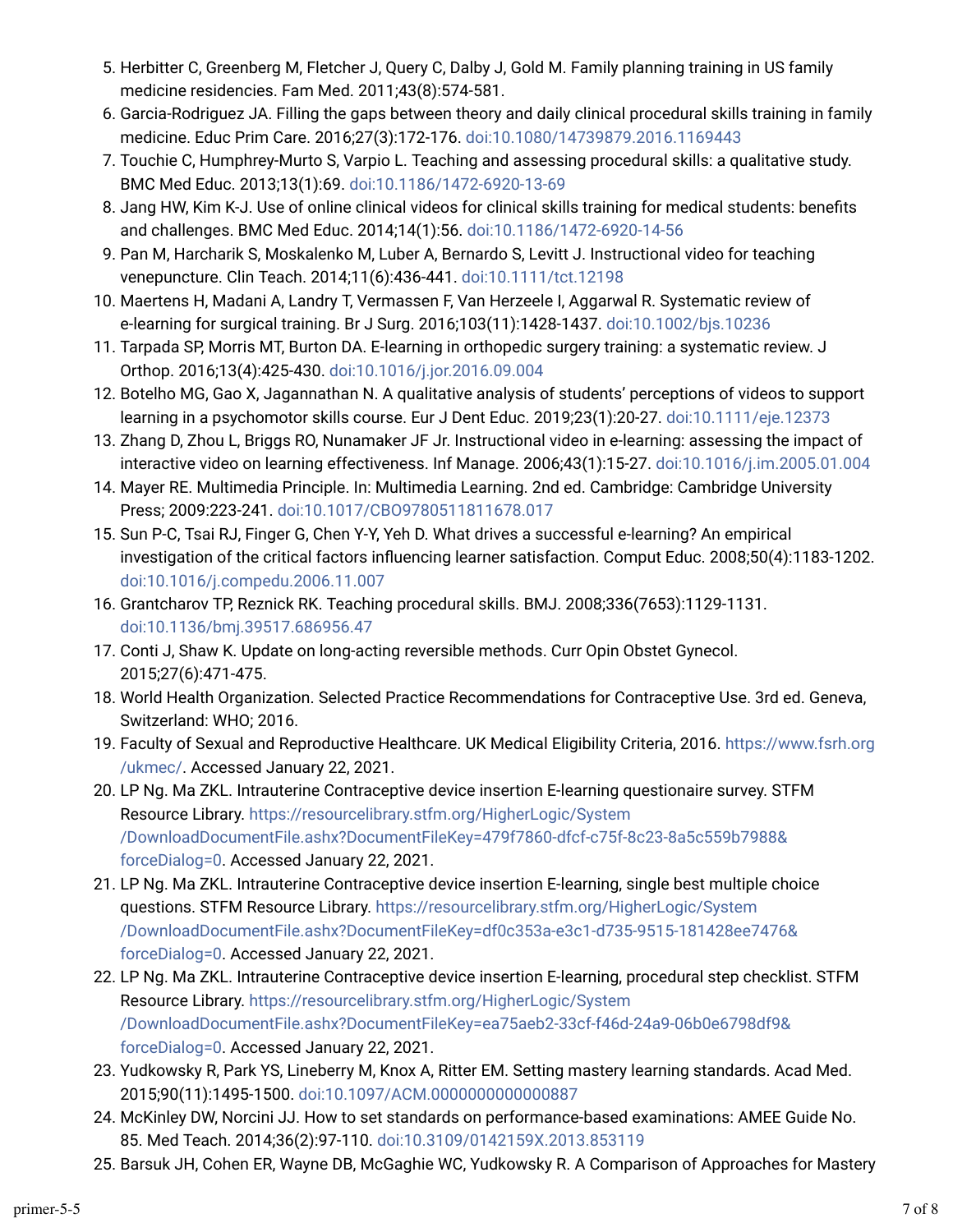5. Herbitter C, Greenberg M, Fletcher J, Query C, Dalby J, Gold M. Family planning training in US family medicine residencies. Fam Med. 2011;43(8):574-581.
6. Garcia-Rodriguez JA. Filling the gaps between theory and daily clinical procedural skills training in family medicine. Educ Prim Care. 2016;27(3):172-176. doi:10.1080/14739879.2016.1169443
7. Touchie C, Humphrey-Murto S, Varpio L. Teaching and assessing procedural skills: a qualitative study. BMC Med Educ. 2013;13(1):69. doi:10.1186/1472-6920-13-69
8. Jang HW, Kim K-J. Use of online clinical videos for clinical skills training for medical students: benefits and challenges. BMC Med Educ. 2014;14(1):56. doi:10.1186/1472-6920-14-56
9. Pan M, Harcharik S, Moskalenko M, Luber A, Bernardo S, Levitt J. Instructional video for teaching venepuncture. Clin Teach. 2014;11(6):436-441. doi:10.1111/tct.12198
10. Maertens H, Madani A, Landry T, Vermassen F, Van Herzeele I, Aggarwal R. Systematic review of e-learning for surgical training. Br J Surg. 2016;103(11):1428-1437. doi:10.1002/bjs.10236
11. Tarpada SP, Morris MT, Burton DA. E-learning in orthopedic surgery training: a systematic review. J Orthop. 2016;13(4):425-430. doi:10.1016/j.jor.2016.09.004
12. Botelho MG, Gao X, Jagannathan N. A qualitative analysis of students' perceptions of videos to support learning in a psychomotor skills course. Eur J Dent Educ. 2019;23(1):20-27. doi:10.1111/eje.12373
13. Zhang D, Zhou L, Briggs RO, Nunamaker JF Jr. Instructional video in e-learning: assessing the impact of interactive video on learning effectiveness. Inf Manage. 2006;43(1):15-27. doi:10.1016/j.im.2005.01.004
14. Mayer RE. Multimedia Principle. In: Multimedia Learning. 2nd ed. Cambridge: Cambridge University Press; 2009:223-241. doi:10.1017/CBO9780511811678.017
15. Sun P-C, Tsai RJ, Finger G, Chen Y-Y, Yeh D. What drives a successful e-learning? An empirical investigation of the critical factors influencing learner satisfaction. Comput Educ. 2008;50(4):1183-1202. doi:10.1016/j.compedu.2006.11.007
16. Grantcharov TP, Reznick RK. Teaching procedural skills. BMJ. 2008;336(7653):1129-1131. doi:10.1136/bmj.39517.686956.47
17. Conti J, Shaw K. Update on long-acting reversible methods. Curr Opin Obstet Gynecol. 2015;27(6):471-475.
18. World Health Organization. Selected Practice Recommendations for Contraceptive Use. 3rd ed. Geneva, Switzerland: WHO; 2016.
19. Faculty of Sexual and Reproductive Healthcare. UK Medical Eligibility Criteria, 2016. https://www.fsrh.org/ukmec/. Accessed January 22, 2021.
20. LP Ng. Ma ZKL. Intrauterine Contraceptive device insertion E-learning questionaire survey. STFM Resource Library. https://resourcelibrary.stfm.org/HigherLogic/System/DownloadDocumentFile.ashx?DocumentFileKey=479f7860-dfcf-c75f-8c23-8a5c559b7988&forceDialog=0. Accessed January 22, 2021.
21. LP Ng. Ma ZKL. Intrauterine Contraceptive device insertion E-learning, single best multiple choice questions. STFM Resource Library. https://resourcelibrary.stfm.org/HigherLogic/System/DownloadDocumentFile.ashx?DocumentFileKey=df0c353a-e3c1-d735-9515-181428ee7476&forceDialog=0. Accessed January 22, 2021.
22. LP Ng. Ma ZKL. Intrauterine Contraceptive device insertion E-learning, procedural step checklist. STFM Resource Library. https://resourcelibrary.stfm.org/HigherLogic/System/DownloadDocumentFile.ashx?DocumentFileKey=ea75aeb2-33cf-f46d-24a9-06b0e6798df9&forceDialog=0. Accessed January 22, 2021.
23. Yudkowsky R, Park YS, Lineberry M, Knox A, Ritter EM. Setting mastery learning standards. Acad Med. 2015;90(11):1495-1500. doi:10.1097/ACM.0000000000000887
24. McKinley DW, Norcini JJ. How to set standards on performance-based examinations: AMEE Guide No. 85. Med Teach. 2014;36(2):97-110. doi:10.3109/0142159X.2013.853119
25. Barsuk JH, Cohen ER, Wayne DB, McGaghie WC, Yudkowsky R. A Comparison of Approaches for Mastery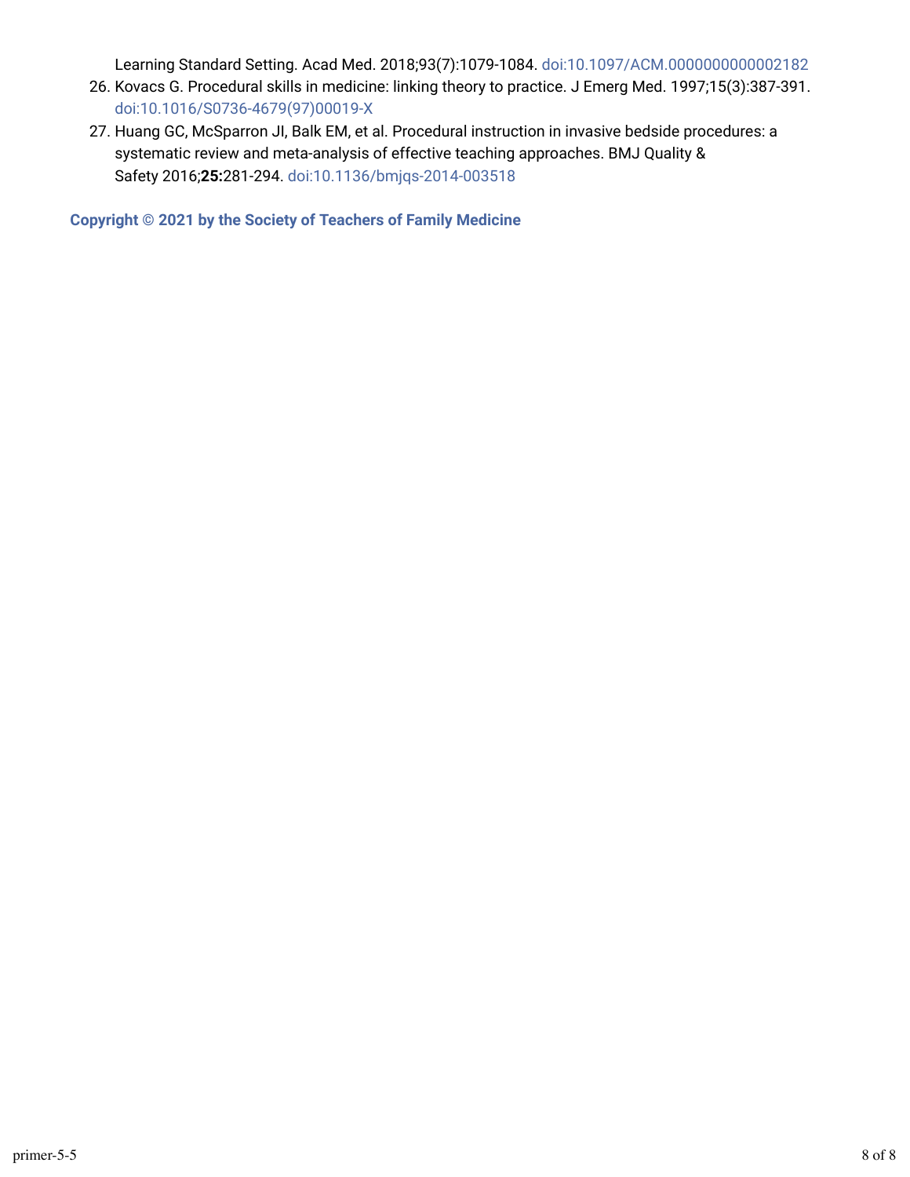Learning Standard Setting. Acad Med. 2018;93(7):1079-1084. doi:10.1097/ACM.0000000000002182

26. Kovacs G. Procedural skills in medicine: linking theory to practice. J Emerg Med. 1997;15(3):387-391. doi:10.1016/S0736-4679(97)00019-X
27. Huang GC, McSparron JI, Balk EM, et al. Procedural instruction in invasive bedside procedures: a systematic review and meta-analysis of effective teaching approaches. BMJ Quality & Safety 2016;**25:**281-294. doi:10.1136/bmjqs-2014-003518

**Copyright © 2021 by the Society of Teachers of Family Medicine**